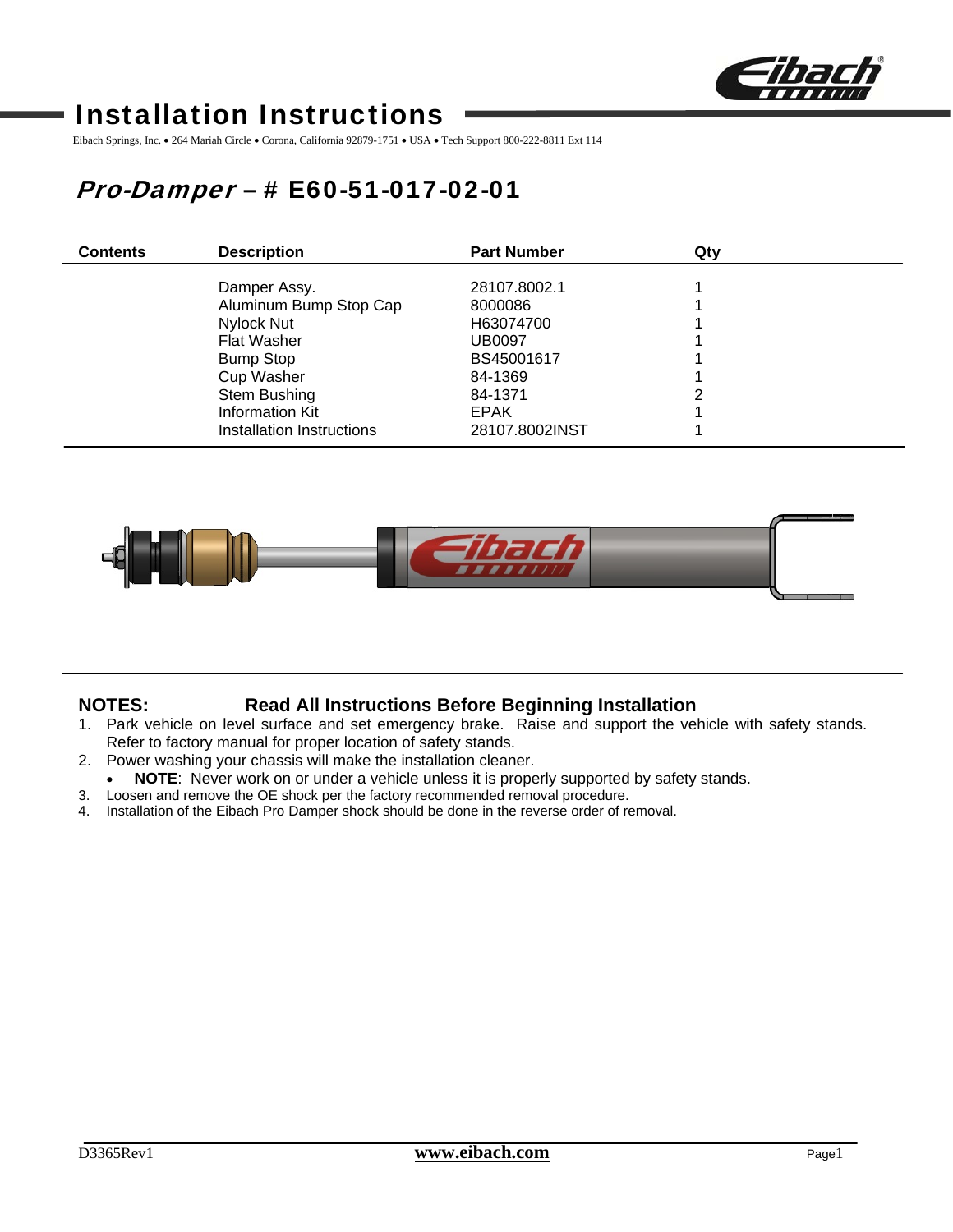# Installation Instructions

Eibach Springs, Inc. • 264 Mariah Circle • Corona, California 92879-1751 • USA • Tech Support 800-222-8811 Ext 114

## *Pro-Damper* – # E60-51-017-02-01

| Contents | Description | Part Number | Qty |
|---|---|---|---|
| | Damper Assy. | 28107.8002.1 | 1 |
| | Aluminum Bump Stop Cap | 8000086 | 1 |
| | Nylock Nut | H63074700 | 1 |
| | Flat Washer | UB0097 | 1 |
| | Bump Stop | BS45001617 | 1 |
| | Cup Washer | 84-1369 | 1 |
| | Stem Bushing | 84-1371 | 2 |
| | Information Kit | EPAK | 1 |
| | Installation Instructions | 28107.8002INST | 1 |

**NOTES: Read All Instructions Before Beginning Installation**

1. Park vehicle on level surface and set emergency brake. Raise and support the vehicle with safety stands. Refer to factory manual for proper location of safety stands.
2. Power washing your chassis will make the installation cleaner.
   - **NOTE**: Never work on or under a vehicle unless it is properly supported by safety stands.
3. Loosen and remove the OE shock per the factory recommended removal procedure.
4. Installation of the Eibach Pro Damper shock should be done in the reverse order of removal.

D3365Rev1 www.eibach.com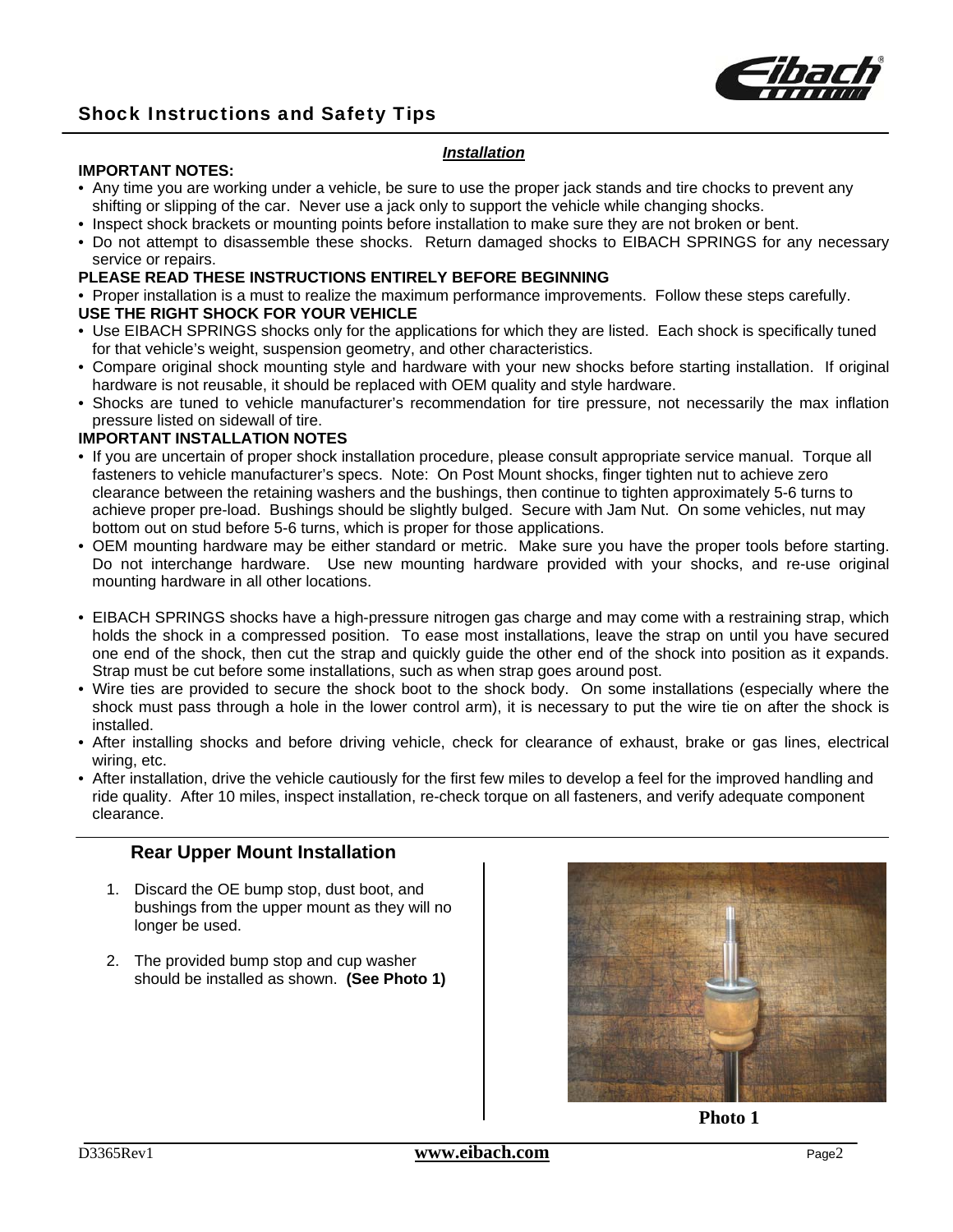## Shock Instructions and Safety Tips

***Installation***

**IMPORTANT NOTES:**

- Any time you are working under a vehicle, be sure to use the proper jack stands and tire chocks to prevent any shifting or slipping of the car. Never use a jack only to support the vehicle while changing shocks.
- Inspect shock brackets or mounting points before installation to make sure they are not broken or bent.
- Do not attempt to disassemble these shocks. Return damaged shocks to EIBACH SPRINGS for any necessary service or repairs.

**PLEASE READ THESE INSTRUCTIONS ENTIRELY BEFORE BEGINNING**

- Proper installation is a must to realize the maximum performance improvements. Follow these steps carefully.

**USE THE RIGHT SHOCK FOR YOUR VEHICLE**

- Use EIBACH SPRINGS shocks only for the applications for which they are listed. Each shock is specifically tuned for that vehicle's weight, suspension geometry, and other characteristics.
- Compare original shock mounting style and hardware with your new shocks before starting installation. If original hardware is not reusable, it should be replaced with OEM quality and style hardware.
- Shocks are tuned to vehicle manufacturer's recommendation for tire pressure, not necessarily the max inflation pressure listed on sidewall of tire.

**IMPORTANT INSTALLATION NOTES**

- If you are uncertain of proper shock installation procedure, please consult appropriate service manual. Torque all fasteners to vehicle manufacturer's specs. Note: On Post Mount shocks, finger tighten nut to achieve zero clearance between the retaining washers and the bushings, then continue to tighten approximately 5-6 turns to achieve proper pre-load. Bushings should be slightly bulged. Secure with Jam Nut. On some vehicles, nut may bottom out on stud before 5-6 turns, which is proper for those applications.
- OEM mounting hardware may be either standard or metric. Make sure you have the proper tools before starting. Do not interchange hardware. Use new mounting hardware provided with your shocks, and re-use original mounting hardware in all other locations.

- EIBACH SPRINGS shocks have a high-pressure nitrogen gas charge and may come with a restraining strap, which holds the shock in a compressed position. To ease most installations, leave the strap on until you have secured one end of the shock, then cut the strap and quickly guide the other end of the shock into position as it expands. Strap must be cut before some installations, such as when strap goes around post.
- Wire ties are provided to secure the shock boot to the shock body. On some installations (especially where the shock must pass through a hole in the lower control arm), it is necessary to put the wire tie on after the shock is installed.
- After installing shocks and before driving vehicle, check for clearance of exhaust, brake or gas lines, electrical wiring, etc.
- After installation, drive the vehicle cautiously for the first few miles to develop a feel for the improved handling and ride quality. After 10 miles, inspect installation, re-check torque on all fasteners, and verify adequate component clearance.

### Rear Upper Mount Installation

1. Discard the OE bump stop, dust boot, and bushings from the upper mount as they will no longer be used.
2. The provided bump stop and cup washer should be installed as shown. **(See Photo 1)**

**Photo 1**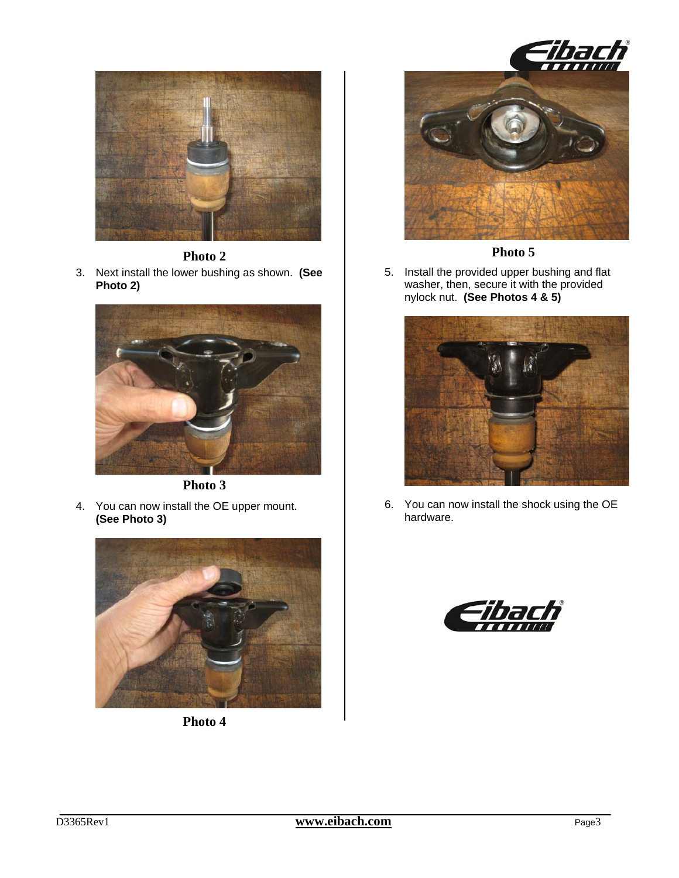Photo 2

3. Next install the lower bushing as shown. **(See Photo 2)**

Photo 3

4. You can now install the OE upper mount. **(See Photo 3)**

Photo 4

Photo 5

5. Install the provided upper bushing and flat washer, then, secure it with the provided nylock nut. **(See Photos 4 & 5)**

6. You can now install the shock using the OE hardware.